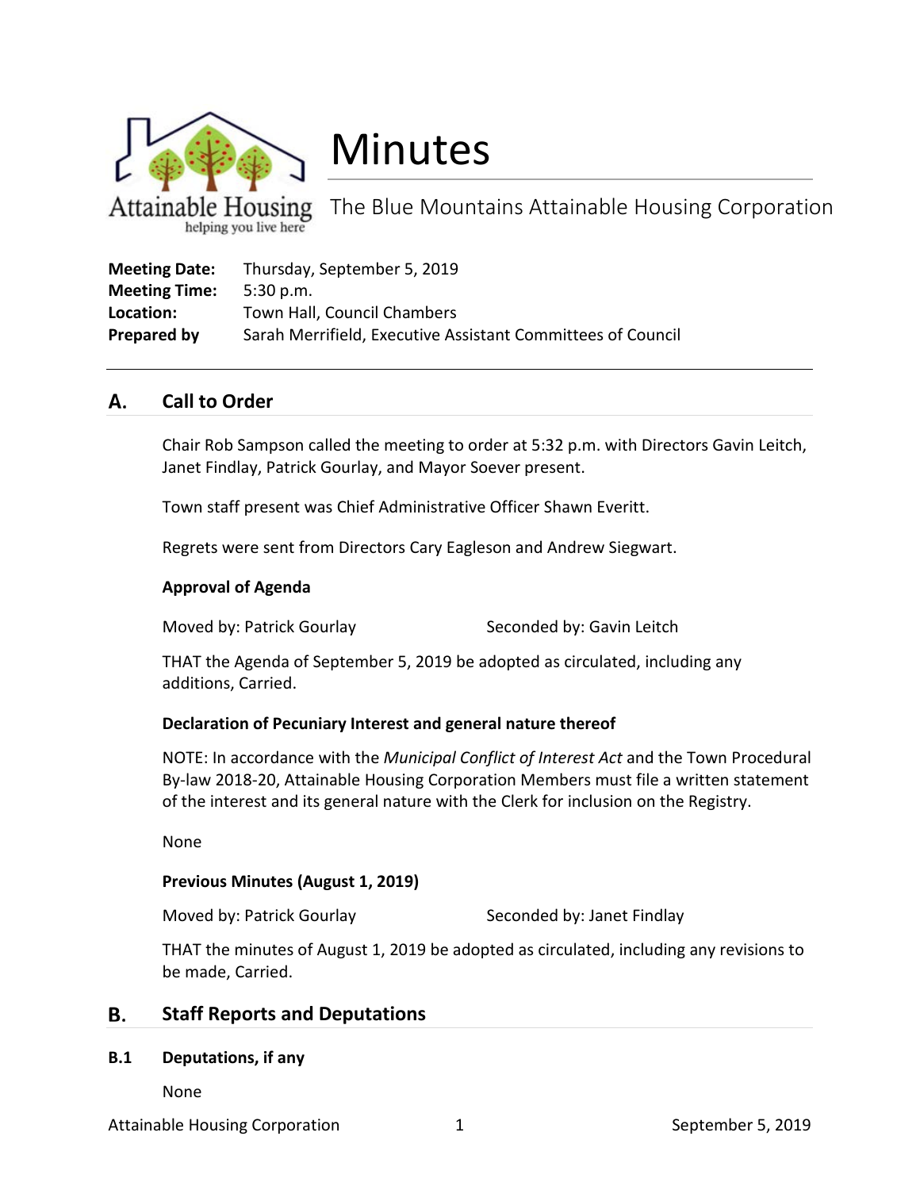# Minutes

The Blue Mountains Attainable Housing Corporation

Attainable Housing
helping you live here

**Meeting Date:** Thursday, September 5, 2019
**Meeting Time:** 5:30 p.m.
**Location:** Town Hall, Council Chambers
**Prepared by** Sarah Merrifield, Executive Assistant Committees of Council

---

## A. Call to Order

Chair Rob Sampson called the meeting to order at 5:32 p.m. with Directors Gavin Leitch, Janet Findlay, Patrick Gourlay, and Mayor Soever present.

Town staff present was Chief Administrative Officer Shawn Everitt.

Regrets were sent from Directors Cary Eagleson and Andrew Siegwart.

### Approval of Agenda

Moved by: Patrick Gourlay Seconded by: Gavin Leitch

THAT the Agenda of September 5, 2019 be adopted as circulated, including any additions, Carried.

### Declaration of Pecuniary Interest and general nature thereof

NOTE: In accordance with the *Municipal Conflict of Interest Act* and the Town Procedural By-law 2018-20, Attainable Housing Corporation Members must file a written statement of the interest and its general nature with the Clerk for inclusion on the Registry.

None

### Previous Minutes (August 1, 2019)

Moved by: Patrick Gourlay Seconded by: Janet Findlay

THAT the minutes of August 1, 2019 be adopted as circulated, including any revisions to be made, Carried.

## B. Staff Reports and Deputations

### B.1 Deputations, if any

None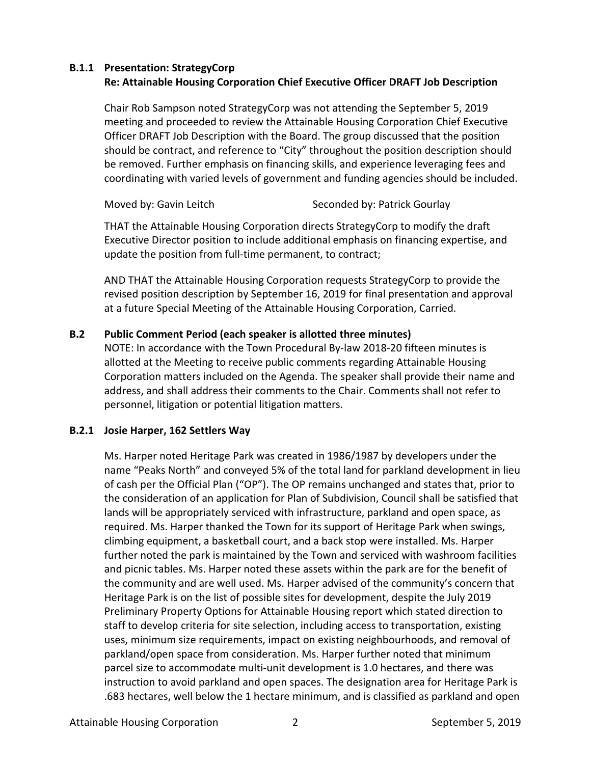### B.1.1 Presentation: StrategyCorp
**Re: Attainable Housing Corporation Chief Executive Officer DRAFT Job Description**

Chair Rob Sampson noted StrategyCorp was not attending the September 5, 2019 meeting and proceeded to review the Attainable Housing Corporation Chief Executive Officer DRAFT Job Description with the Board. The group discussed that the position should be contract, and reference to "City" throughout the position description should be removed. Further emphasis on financing skills, and experience leveraging fees and coordinating with varied levels of government and funding agencies should be included.

Moved by: Gavin Leitch    Seconded by: Patrick Gourlay

THAT the Attainable Housing Corporation directs StrategyCorp to modify the draft Executive Director position to include additional emphasis on financing expertise, and update the position from full-time permanent, to contract;

AND THAT the Attainable Housing Corporation requests StrategyCorp to provide the revised position description by September 16, 2019 for final presentation and approval at a future Special Meeting of the Attainable Housing Corporation, Carried.

### B.2 Public Comment Period (each speaker is allotted three minutes)

NOTE: In accordance with the Town Procedural By-law 2018-20 fifteen minutes is allotted at the Meeting to receive public comments regarding Attainable Housing Corporation matters included on the Agenda. The speaker shall provide their name and address, and shall address their comments to the Chair. Comments shall not refer to personnel, litigation or potential litigation matters.

### B.2.1 Josie Harper, 162 Settlers Way

Ms. Harper noted Heritage Park was created in 1986/1987 by developers under the name "Peaks North" and conveyed 5% of the total land for parkland development in lieu of cash per the Official Plan ("OP"). The OP remains unchanged and states that, prior to the consideration of an application for Plan of Subdivision, Council shall be satisfied that lands will be appropriately serviced with infrastructure, parkland and open space, as required. Ms. Harper thanked the Town for its support of Heritage Park when swings, climbing equipment, a basketball court, and a back stop were installed. Ms. Harper further noted the park is maintained by the Town and serviced with washroom facilities and picnic tables. Ms. Harper noted these assets within the park are for the benefit of the community and are well used. Ms. Harper advised of the community's concern that Heritage Park is on the list of possible sites for development, despite the July 2019 Preliminary Property Options for Attainable Housing report which stated direction to staff to develop criteria for site selection, including access to transportation, existing uses, minimum size requirements, impact on existing neighbourhoods, and removal of parkland/open space from consideration. Ms. Harper further noted that minimum parcel size to accommodate multi-unit development is 1.0 hectares, and there was instruction to avoid parkland and open spaces. The designation area for Heritage Park is .683 hectares, well below the 1 hectare minimum, and is classified as parkland and open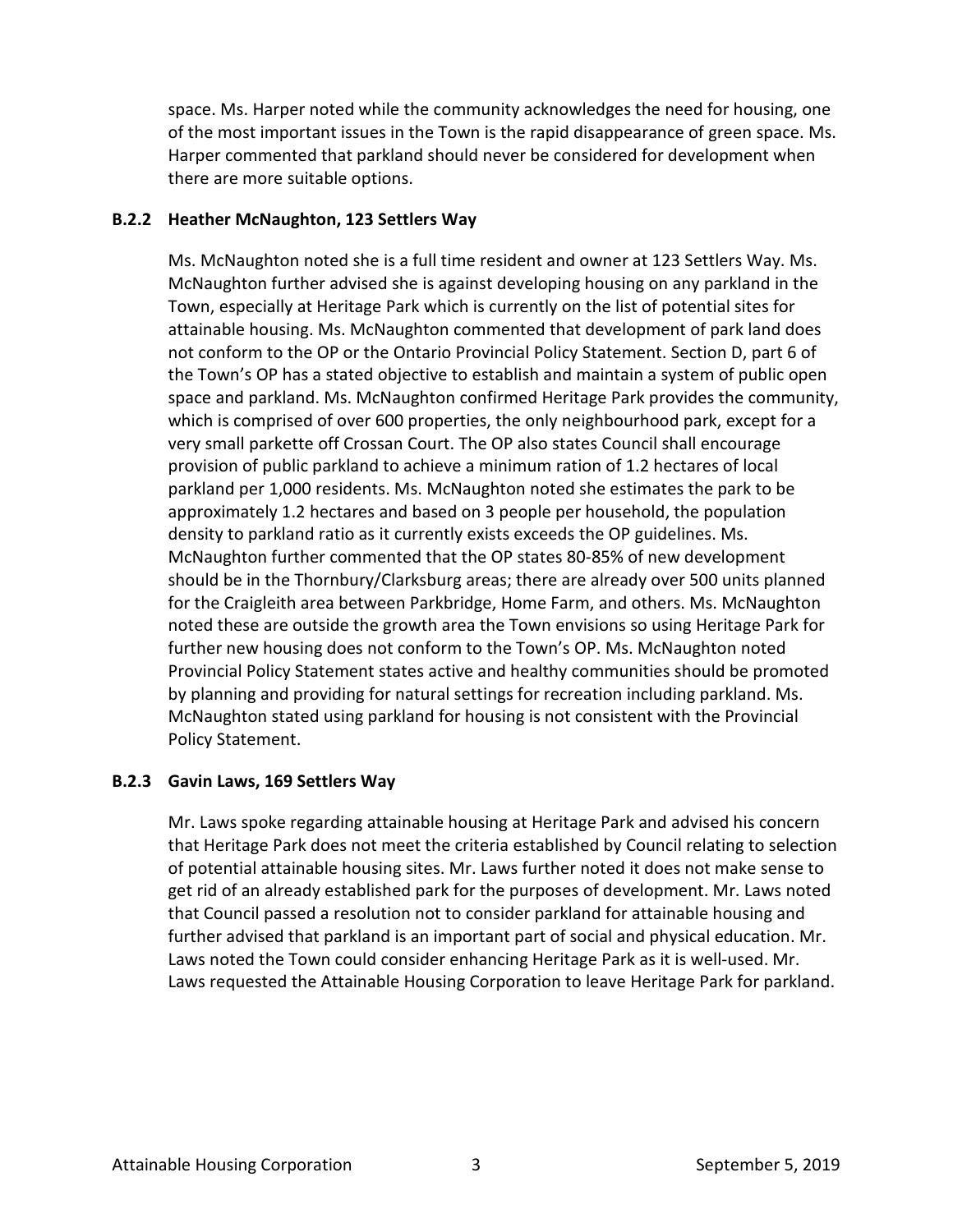space. Ms. Harper noted while the community acknowledges the need for housing, one of the most important issues in the Town is the rapid disappearance of green space. Ms. Harper commented that parkland should never be considered for development when there are more suitable options.

### B.2.2 Heather McNaughton, 123 Settlers Way

Ms. McNaughton noted she is a full time resident and owner at 123 Settlers Way. Ms. McNaughton further advised she is against developing housing on any parkland in the Town, especially at Heritage Park which is currently on the list of potential sites for attainable housing. Ms. McNaughton commented that development of park land does not conform to the OP or the Ontario Provincial Policy Statement. Section D, part 6 of the Town's OP has a stated objective to establish and maintain a system of public open space and parkland. Ms. McNaughton confirmed Heritage Park provides the community, which is comprised of over 600 properties, the only neighbourhood park, except for a very small parkette off Crossan Court. The OP also states Council shall encourage provision of public parkland to achieve a minimum ration of 1.2 hectares of local parkland per 1,000 residents. Ms. McNaughton noted she estimates the park to be approximately 1.2 hectares and based on 3 people per household, the population density to parkland ratio as it currently exists exceeds the OP guidelines. Ms. McNaughton further commented that the OP states 80-85% of new development should be in the Thornbury/Clarksburg areas; there are already over 500 units planned for the Craigleith area between Parkbridge, Home Farm, and others. Ms. McNaughton noted these are outside the growth area the Town envisions so using Heritage Park for further new housing does not conform to the Town's OP. Ms. McNaughton noted Provincial Policy Statement states active and healthy communities should be promoted by planning and providing for natural settings for recreation including parkland. Ms. McNaughton stated using parkland for housing is not consistent with the Provincial Policy Statement.

### B.2.3 Gavin Laws, 169 Settlers Way

Mr. Laws spoke regarding attainable housing at Heritage Park and advised his concern that Heritage Park does not meet the criteria established by Council relating to selection of potential attainable housing sites. Mr. Laws further noted it does not make sense to get rid of an already established park for the purposes of development. Mr. Laws noted that Council passed a resolution not to consider parkland for attainable housing and further advised that parkland is an important part of social and physical education. Mr. Laws noted the Town could consider enhancing Heritage Park as it is well-used. Mr. Laws requested the Attainable Housing Corporation to leave Heritage Park for parkland.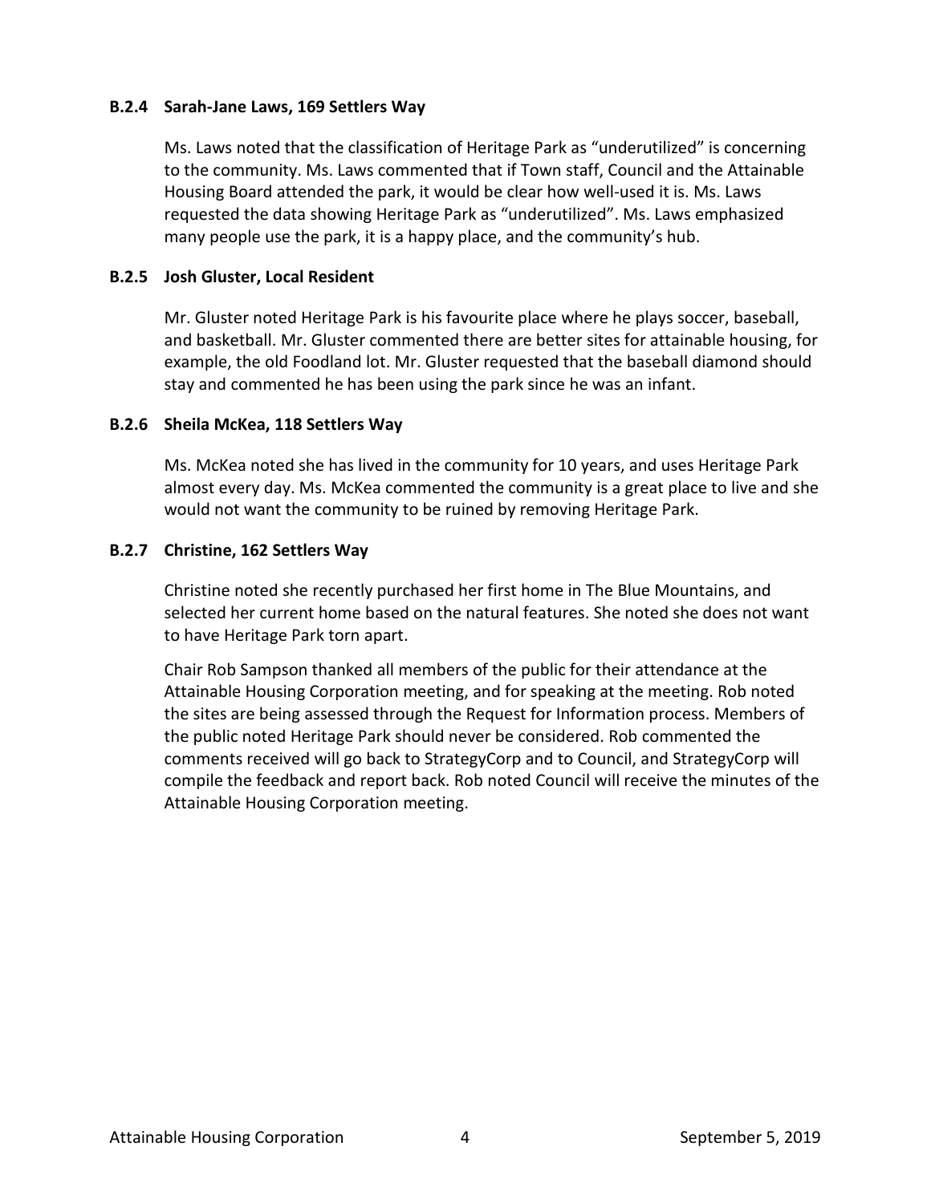### B.2.4 Sarah-Jane Laws, 169 Settlers Way

Ms. Laws noted that the classification of Heritage Park as "underutilized" is concerning to the community. Ms. Laws commented that if Town staff, Council and the Attainable Housing Board attended the park, it would be clear how well-used it is. Ms. Laws requested the data showing Heritage Park as "underutilized". Ms. Laws emphasized many people use the park, it is a happy place, and the community's hub.

### B.2.5 Josh Gluster, Local Resident

Mr. Gluster noted Heritage Park is his favourite place where he plays soccer, baseball, and basketball. Mr. Gluster commented there are better sites for attainable housing, for example, the old Foodland lot. Mr. Gluster requested that the baseball diamond should stay and commented he has been using the park since he was an infant.

### B.2.6 Sheila McKea, 118 Settlers Way

Ms. McKea noted she has lived in the community for 10 years, and uses Heritage Park almost every day. Ms. McKea commented the community is a great place to live and she would not want the community to be ruined by removing Heritage Park.

### B.2.7 Christine, 162 Settlers Way

Christine noted she recently purchased her first home in The Blue Mountains, and selected her current home based on the natural features. She noted she does not want to have Heritage Park torn apart.

Chair Rob Sampson thanked all members of the public for their attendance at the Attainable Housing Corporation meeting, and for speaking at the meeting. Rob noted the sites are being assessed through the Request for Information process. Members of the public noted Heritage Park should never be considered. Rob commented the comments received will go back to StrategyCorp and to Council, and StrategyCorp will compile the feedback and report back. Rob noted Council will receive the minutes of the Attainable Housing Corporation meeting.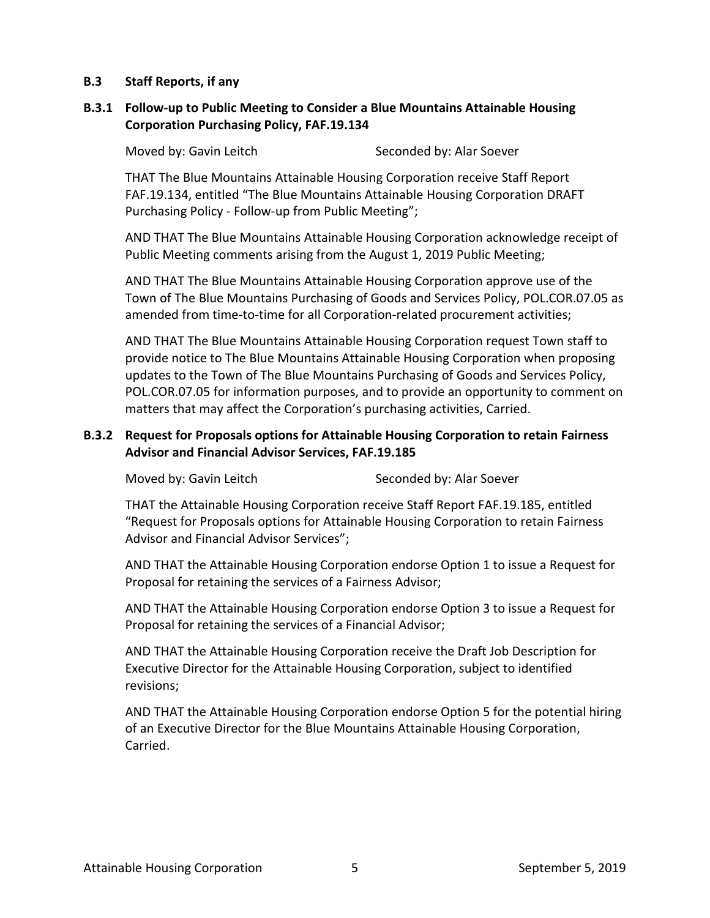### B.3 Staff Reports, if any

### B.3.1 Follow-up to Public Meeting to Consider a Blue Mountains Attainable Housing Corporation Purchasing Policy, FAF.19.134

Moved by: Gavin Leitch Seconded by: Alar Soever

THAT The Blue Mountains Attainable Housing Corporation receive Staff Report FAF.19.134, entitled "The Blue Mountains Attainable Housing Corporation DRAFT Purchasing Policy - Follow-up from Public Meeting";

AND THAT The Blue Mountains Attainable Housing Corporation acknowledge receipt of Public Meeting comments arising from the August 1, 2019 Public Meeting;

AND THAT The Blue Mountains Attainable Housing Corporation approve use of the Town of The Blue Mountains Purchasing of Goods and Services Policy, POL.COR.07.05 as amended from time-to-time for all Corporation-related procurement activities;

AND THAT The Blue Mountains Attainable Housing Corporation request Town staff to provide notice to The Blue Mountains Attainable Housing Corporation when proposing updates to the Town of The Blue Mountains Purchasing of Goods and Services Policy, POL.COR.07.05 for information purposes, and to provide an opportunity to comment on matters that may affect the Corporation's purchasing activities, Carried.

### B.3.2 Request for Proposals options for Attainable Housing Corporation to retain Fairness Advisor and Financial Advisor Services, FAF.19.185

Moved by: Gavin Leitch Seconded by: Alar Soever

THAT the Attainable Housing Corporation receive Staff Report FAF.19.185, entitled "Request for Proposals options for Attainable Housing Corporation to retain Fairness Advisor and Financial Advisor Services";

AND THAT the Attainable Housing Corporation endorse Option 1 to issue a Request for Proposal for retaining the services of a Fairness Advisor;

AND THAT the Attainable Housing Corporation endorse Option 3 to issue a Request for Proposal for retaining the services of a Financial Advisor;

AND THAT the Attainable Housing Corporation receive the Draft Job Description for Executive Director for the Attainable Housing Corporation, subject to identified revisions;

AND THAT the Attainable Housing Corporation endorse Option 5 for the potential hiring of an Executive Director for the Blue Mountains Attainable Housing Corporation, Carried.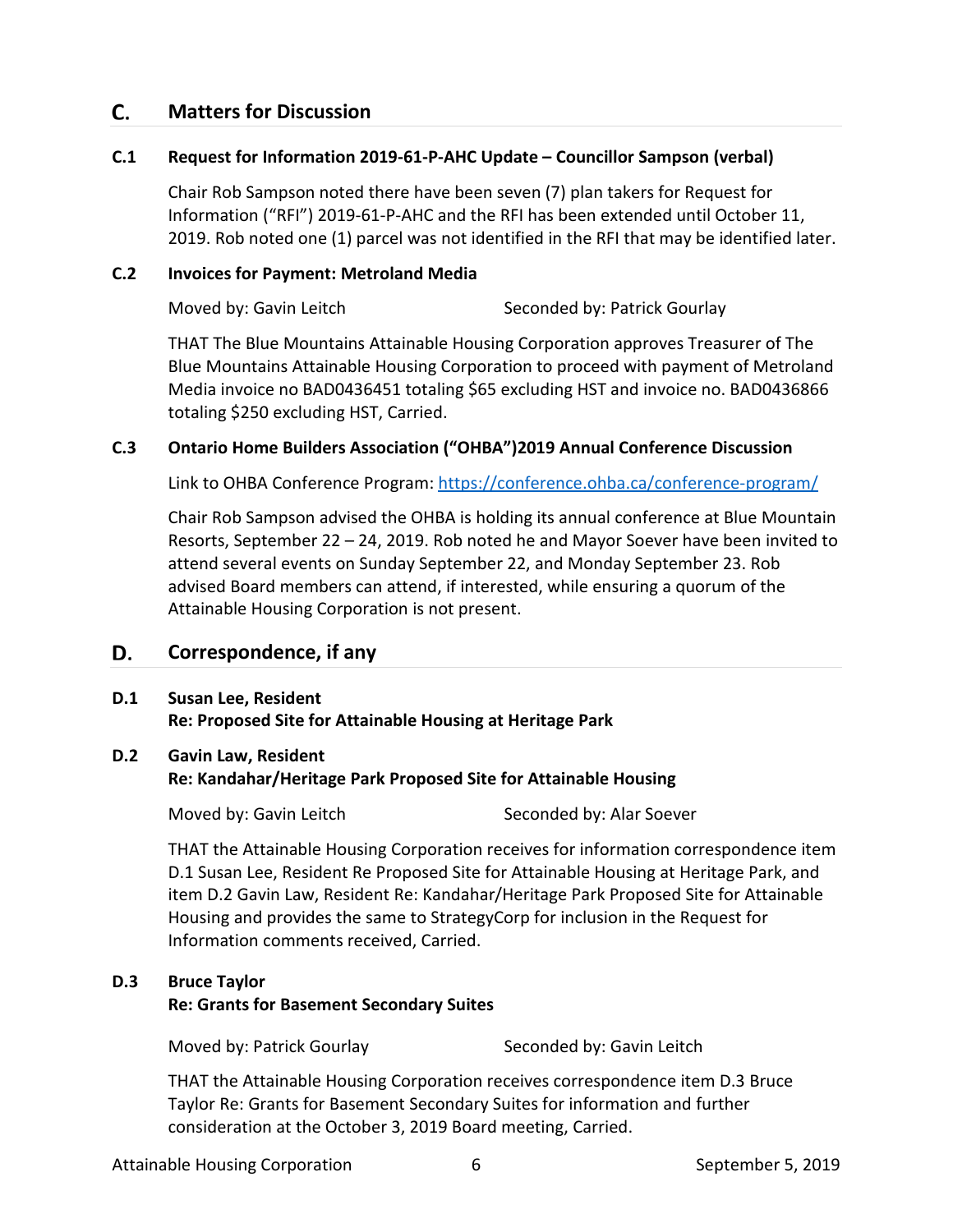## C. Matters for Discussion

### C.1 Request for Information 2019-61-P-AHC Update – Councillor Sampson (verbal)

Chair Rob Sampson noted there have been seven (7) plan takers for Request for Information ("RFI") 2019-61-P-AHC and the RFI has been extended until October 11, 2019. Rob noted one (1) parcel was not identified in the RFI that may be identified later.

### C.2 Invoices for Payment: Metroland Media

Moved by: Gavin Leitch Seconded by: Patrick Gourlay

THAT The Blue Mountains Attainable Housing Corporation approves Treasurer of The Blue Mountains Attainable Housing Corporation to proceed with payment of Metroland Media invoice no BAD0436451 totaling $65 excluding HST and invoice no. BAD0436866 totaling $250 excluding HST, Carried.

### C.3 Ontario Home Builders Association ("OHBA")2019 Annual Conference Discussion

Link to OHBA Conference Program: https://conference.ohba.ca/conference-program/

Chair Rob Sampson advised the OHBA is holding its annual conference at Blue Mountain Resorts, September 22 – 24, 2019. Rob noted he and Mayor Soever have been invited to attend several events on Sunday September 22, and Monday September 23. Rob advised Board members can attend, if interested, while ensuring a quorum of the Attainable Housing Corporation is not present.

## D. Correspondence, if any

### D.1 Susan Lee, Resident
**Re: Proposed Site for Attainable Housing at Heritage Park**

### D.2 Gavin Law, Resident
**Re: Kandahar/Heritage Park Proposed Site for Attainable Housing**

Moved by: Gavin Leitch Seconded by: Alar Soever

THAT the Attainable Housing Corporation receives for information correspondence item D.1 Susan Lee, Resident Re Proposed Site for Attainable Housing at Heritage Park, and item D.2 Gavin Law, Resident Re: Kandahar/Heritage Park Proposed Site for Attainable Housing and provides the same to StrategyCorp for inclusion in the Request for Information comments received, Carried.

### D.3 Bruce Taylor
**Re: Grants for Basement Secondary Suites**

Moved by: Patrick Gourlay Seconded by: Gavin Leitch

THAT the Attainable Housing Corporation receives correspondence item D.3 Bruce Taylor Re: Grants for Basement Secondary Suites for information and further consideration at the October 3, 2019 Board meeting, Carried.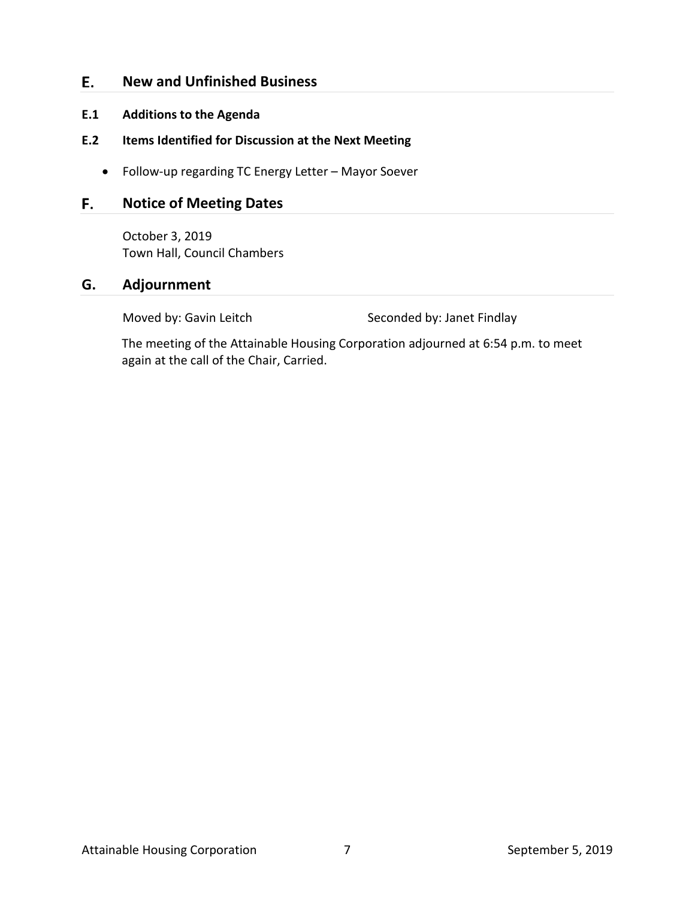## E. New and Unfinished Business

### E.1 Additions to the Agenda

### E.2 Items Identified for Discussion at the Next Meeting

- Follow-up regarding TC Energy Letter – Mayor Soever

## F. Notice of Meeting Dates

October 3, 2019
Town Hall, Council Chambers

## G. Adjournment

Moved by: Gavin Leitch Seconded by: Janet Findlay

The meeting of the Attainable Housing Corporation adjourned at 6:54 p.m. to meet again at the call of the Chair, Carried.